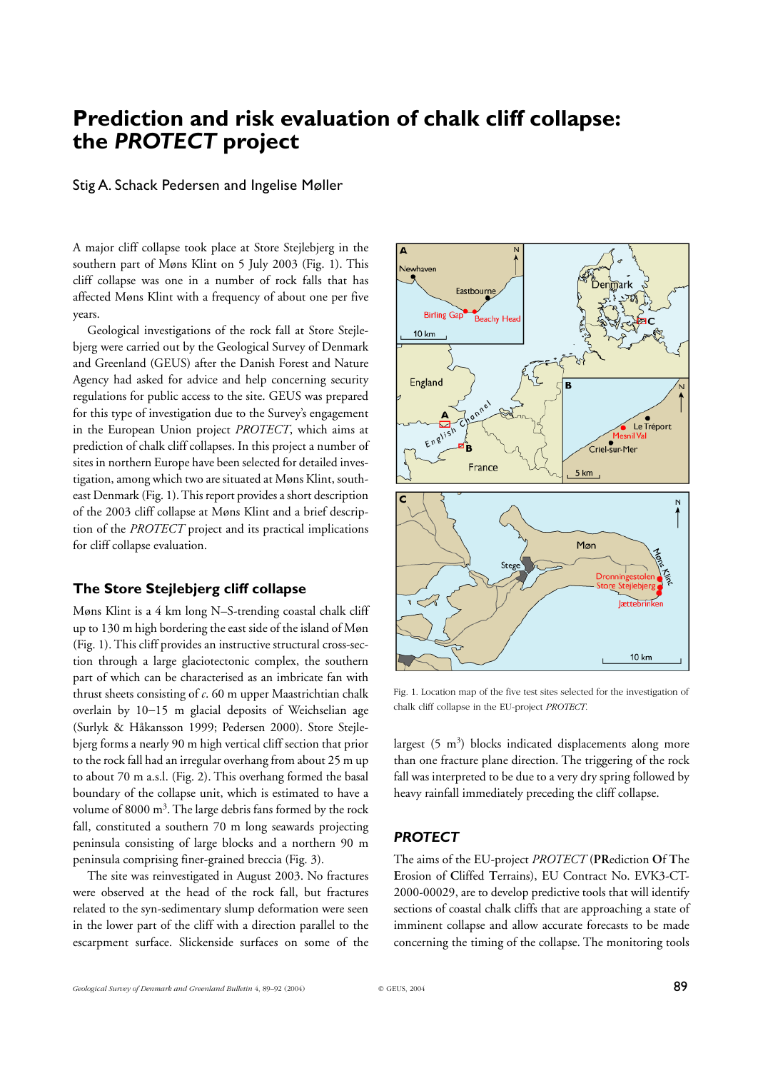# Prediction and risk evaluation of chalk cliff collapse: the *PROTECT* project

Stig A. Schack Pedersen and Ingelise Møller

A major cliff collapse took place at Store Stejlebjerg in the southern part of Møns Klint on 5 July 2003 (Fig. 1). This cliff collapse was one in a number of rock falls that has affected Møns Klint with a frequency of about one per five years.

Geological investigations of the rock fall at Store Stejlebjerg were carried out by the Geological Survey of Denmark and Greenland (GEUS) after the Danish Forest and Nature Agency had asked for advice and help concerning security regulations for public access to the site. GEUS was prepared for this type of investigation due to the Survey's engagement in the European Union project *PROTECT*, which aims at prediction of chalk cliff collapses. In this project a number of sites in northern Europe have been selected for detailed investigation, among which two are situated at Møns Klint, southeast Denmark (Fig. 1). This report provides a short description of the 2003 cliff collapse at Møns Klint and a brief description of the *PROTECT* project and its practical implications for cliff collapse evaluation.

## The Store Stejlebjerg cliff collapse

Møns Klint is a 4 km long N–S-trending coastal chalk cliff up to 130 m high bordering the east side of the island of Møn (Fig. 1). This cliff provides an instructive structural cross-section through a large glaciotectonic complex, the southern part of which can be characterised as an imbricate fan with thrust sheets consisting of *c.* 60 m upper Maastrichtian chalk overlain by 10–15 m glacial deposits of Weichselian age (Surlyk & Håkansson 1999; Pedersen 2000). Store Stejlebjerg forms a nearly 90 m high vertical cliff section that prior to the rock fall had an irregular overhang from about 25 m up to about 70 m a.s.l. (Fig. 2). This overhang formed the basal boundary of the collapse unit, which is estimated to have a volume of 8000 m$^3$. The large debris fans formed by the rock fall, constituted a southern 70 m long seawards projecting peninsula consisting of large blocks and a northern 90 m peninsula comprising finer-grained breccia (Fig. 3).

The site was reinvestigated in August 2003. No fractures were observed at the head of the rock fall, but fractures related to the syn-sedimentary slump deformation were seen in the lower part of the cliff with a direction parallel to the escarpment surface. Slickenside surfaces on some of the largest (5 m$^3$) blocks indicated displacements along more than one fracture plane direction. The triggering of the rock fall was interpreted to be due to a very dry spring followed by heavy rainfall immediately preceding the cliff collapse.

Fig. 1. Location map of the five test sites selected for the investigation of chalk cliff collapse in the EU-project *PROTECT*.

## *PROTECT*

The aims of the EU-project *PROTECT* (**PR**ediction **O**f **T**he **E**rosion of **C**liffed **T**errains), EU Contract No. EVK3-CT-2000-00029, are to develop predictive tools that will identify sections of coastal chalk cliffs that are approaching a state of imminent collapse and allow accurate forecasts to be made concerning the timing of the collapse. The monitoring tools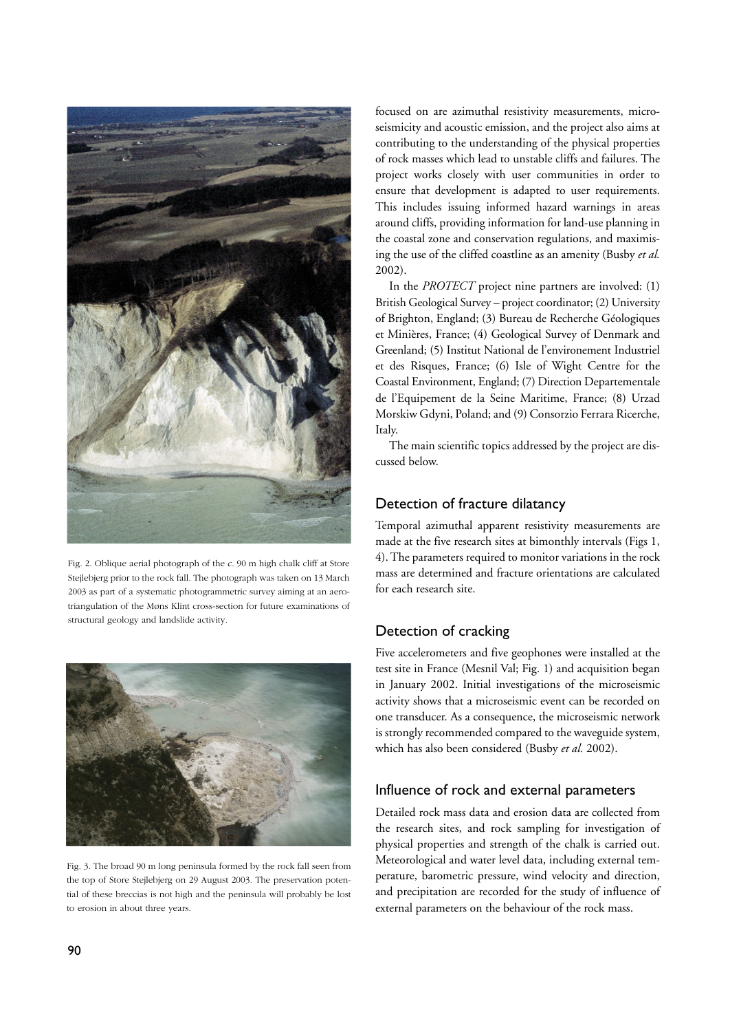Fig. 2. Oblique aerial photograph of the *c.* 90 m high chalk cliff at Store Stejlebjerg prior to the rock fall. The photograph was taken on 13 March 2003 as part of a systematic photogrammetric survey aiming at an aerotriangulation of the Møns Klint cross-section for future examinations of structural geology and landslide activity.

Fig. 3. The broad 90 m long peninsula formed by the rock fall seen from the top of Store Stejlebjerg on 29 August 2003. The preservation potential of these breccias is not high and the peninsula will probably be lost to erosion in about three years.

focused on are azimuthal resistivity measurements, microseismicity and acoustic emission, and the project also aims at contributing to the understanding of the physical properties of rock masses which lead to unstable cliffs and failures. The project works closely with user communities in order to ensure that development is adapted to user requirements. This includes issuing informed hazard warnings in areas around cliffs, providing information for land-use planning in the coastal zone and conservation regulations, and maximising the use of the cliffed coastline as an amenity (Busby *et al.* 2002).

In the *PROTECT* project nine partners are involved: (1) British Geological Survey – project coordinator; (2) University of Brighton, England; (3) Bureau de Recherche Géologiques et Minières, France; (4) Geological Survey of Denmark and Greenland; (5) Institut National de l'environement Industriel et des Risques, France; (6) Isle of Wight Centre for the Coastal Environment, England; (7) Direction Departementale de l'Equipement de la Seine Maritime, France; (8) Urzad Morskiw Gdyni, Poland; and (9) Consorzio Ferrara Ricerche, Italy.

The main scientific topics addressed by the project are discussed below.

## Detection of fracture dilatancy

Temporal azimuthal apparent resistivity measurements are made at the five research sites at bimonthly intervals (Figs 1, 4). The parameters required to monitor variations in the rock mass are determined and fracture orientations are calculated for each research site.

## Detection of cracking

Five accelerometers and five geophones were installed at the test site in France (Mesnil Val; Fig. 1) and acquisition began in January 2002. Initial investigations of the microseismic activity shows that a microseismic event can be recorded on one transducer. As a consequence, the microseismic network is strongly recommended compared to the waveguide system, which has also been considered (Busby *et al.* 2002).

## Influence of rock and external parameters

Detailed rock mass data and erosion data are collected from the research sites, and rock sampling for investigation of physical properties and strength of the chalk is carried out. Meteorological and water level data, including external temperature, barometric pressure, wind velocity and direction, and precipitation are recorded for the study of influence of external parameters on the behaviour of the rock mass.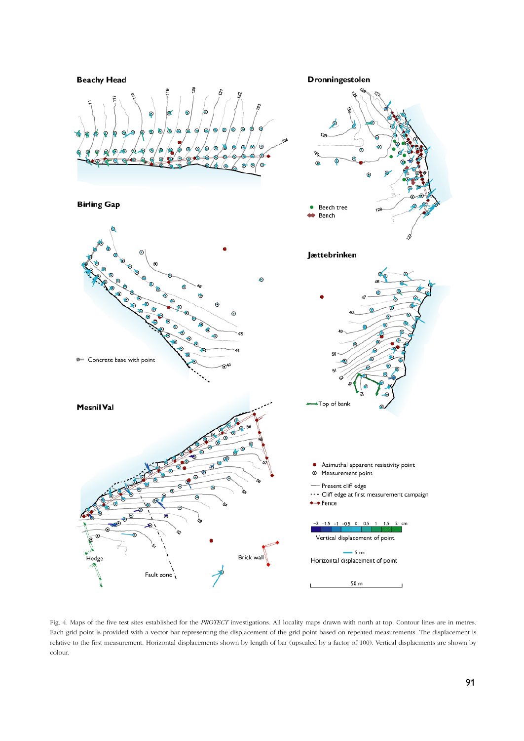Fig. 4. Maps of the five test sites established for the *PROTECT* investigations. All locality maps drawn with north at top. Contour lines are in metres. Each grid point is provided with a vector bar representing the displacement of the grid point based on repeated measurements. The displacement is relative to the first measurement. Horizontal displacements shown by length of bar (upscaled by a factor of 100). Vertical displacments are shown by colour.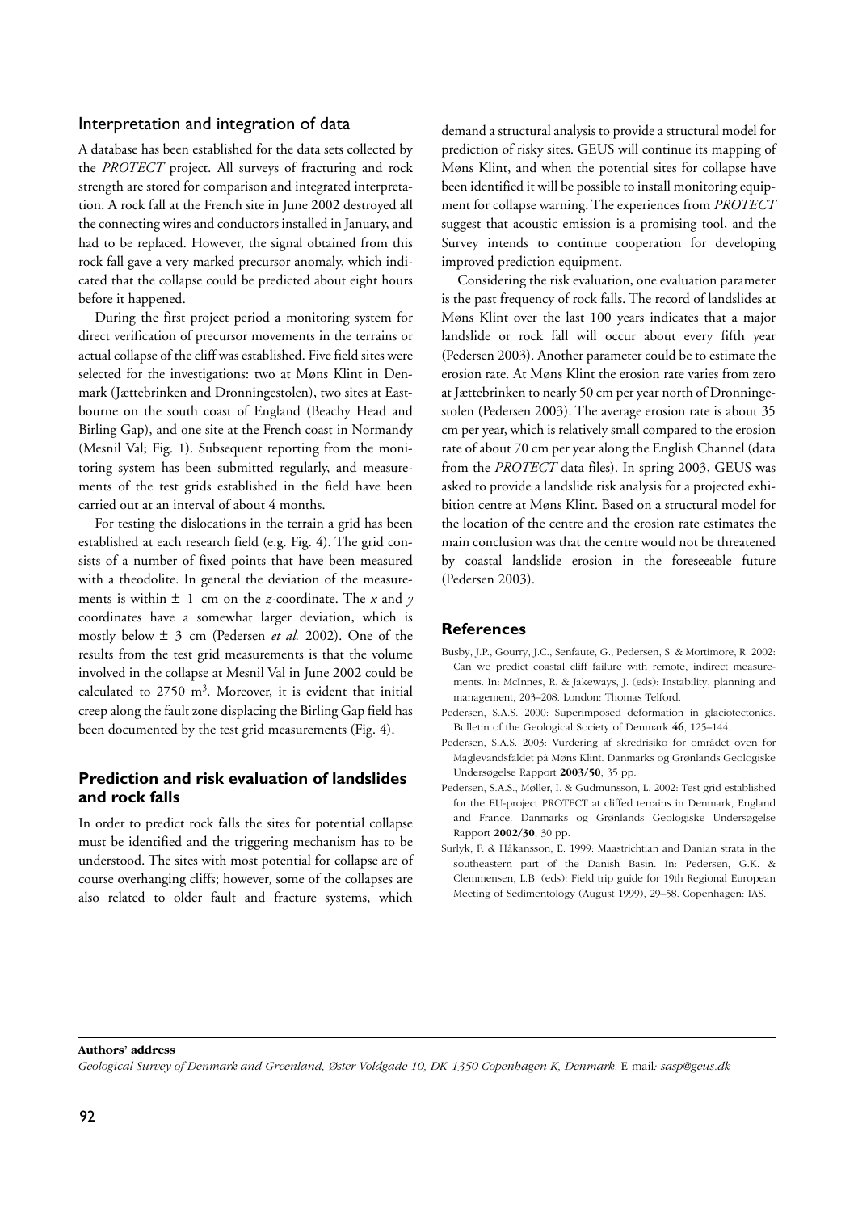## Interpretation and integration of data

A database has been established for the data sets collected by the *PROTECT* project. All surveys of fracturing and rock strength are stored for comparison and integrated interpretation. A rock fall at the French site in June 2002 destroyed all the connecting wires and conductors installed in January, and had to be replaced. However, the signal obtained from this rock fall gave a very marked precursor anomaly, which indicated that the collapse could be predicted about eight hours before it happened.

During the first project period a monitoring system for direct verification of precursor movements in the terrains or actual collapse of the cliff was established. Five field sites were selected for the investigations: two at Møns Klint in Denmark (Jættebrinken and Dronningestolen), two sites at Eastbourne on the south coast of England (Beachy Head and Birling Gap), and one site at the French coast in Normandy (Mesnil Val; Fig. 1). Subsequent reporting from the monitoring system has been submitted regularly, and measurements of the test grids established in the field have been carried out at an interval of about 4 months.

For testing the dislocations in the terrain a grid has been established at each research field (e.g. Fig. 4). The grid consists of a number of fixed points that have been measured with a theodolite. In general the deviation of the measurements is within ± 1 cm on the $z$-coordinate. The $x$ and $y$ coordinates have a somewhat larger deviation, which is mostly below ± 3 cm (Pedersen *et al.* 2002). One of the results from the test grid measurements is that the volume involved in the collapse at Mesnil Val in June 2002 could be calculated to 2750 $m^3$. Moreover, it is evident that initial creep along the fault zone displacing the Birling Gap field has been documented by the test grid measurements (Fig. 4).

## Prediction and risk evaluation of landslides and rock falls

In order to predict rock falls the sites for potential collapse must be identified and the triggering mechanism has to be understood. The sites with most potential for collapse are of course overhanging cliffs; however, some of the collapses are also related to older fault and fracture systems, which demand a structural analysis to provide a structural model for prediction of risky sites. GEUS will continue its mapping of Møns Klint, and when the potential sites for collapse have been identified it will be possible to install monitoring equipment for collapse warning. The experiences from *PROTECT* suggest that acoustic emission is a promising tool, and the Survey intends to continue cooperation for developing improved prediction equipment.

Considering the risk evaluation, one evaluation parameter is the past frequency of rock falls. The record of landslides at Møns Klint over the last 100 years indicates that a major landslide or rock fall will occur about every fifth year (Pedersen 2003). Another parameter could be to estimate the erosion rate. At Møns Klint the erosion rate varies from zero at Jættebrinken to nearly 50 cm per year north of Dronningestolen (Pedersen 2003). The average erosion rate is about 35 cm per year, which is relatively small compared to the erosion rate of about 70 cm per year along the English Channel (data from the *PROTECT* data files). In spring 2003, GEUS was asked to provide a landslide risk analysis for a projected exhibition centre at Møns Klint. Based on a structural model for the location of the centre and the erosion rate estimates the main conclusion was that the centre would not be threatened by coastal landslide erosion in the foreseeable future (Pedersen 2003).

## References

Busby, J.P., Gourry, J.C., Senfaute, G., Pedersen, S. & Mortimore, R. 2002: Can we predict coastal cliff failure with remote, indirect measurements. In: McInnes, R. & Jakeways, J. (eds): Instability, planning and management, 203–208. London: Thomas Telford.

Pedersen, S.A.S. 2000: Superimposed deformation in glaciotectonics. Bulletin of the Geological Society of Denmark **46**, 125–144.

Pedersen, S.A.S. 2003: Vurdering af skredrisiko for området oven for Maglevandsfaldet på Møns Klint. Danmarks og Grønlands Geologiske Undersøgelse Rapport **2003/50**, 35 pp.

Pedersen, S.A.S., Møller, I. & Gudmunsson, L. 2002: Test grid established for the EU-project PROTECT at cliffed terrains in Denmark, England and France. Danmarks og Grønlands Geologiske Undersøgelse Rapport **2002/30**, 30 pp.

Surlyk, F. & Håkansson, E. 1999: Maastrichtian and Danian strata in the southeastern part of the Danish Basin. In: Pedersen, G.K. & Clemmensen, L.B. (eds): Field trip guide for 19th Regional European Meeting of Sedimentology (August 1999), 29–58. Copenhagen: IAS.

**Authors' address**

*Geological Survey of Denmark and Greenland, Øster Voldgade 10, DK-1350 Copenhagen K, Denmark.* E-mail*: sasp@geus.dk*